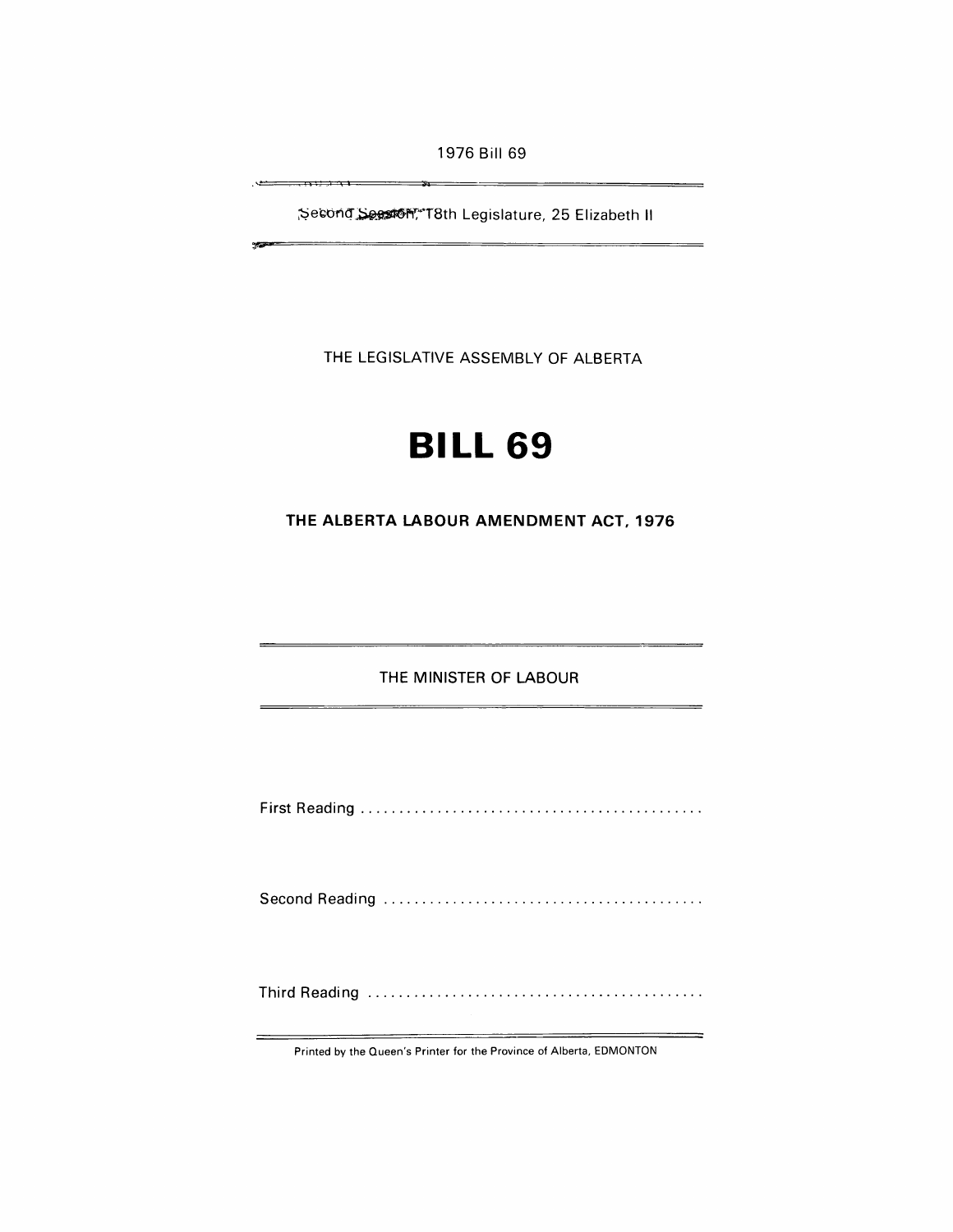1976 Bill 69

Second Session, 18th Legislature, 25 Elizabeth II

THE LEGISLATIVE ASSEMBLY OF ALBERTA

# BILL 69

## THE ALBERTA LABOUR AMENDMENT ACT, 1976

THE MINISTER OF LABOUR

First Reading .............................................

Second Reading ..........................................

Third Reading ............................................

Printed by the Queen's Printer for the Province of Alberta, EDMONTON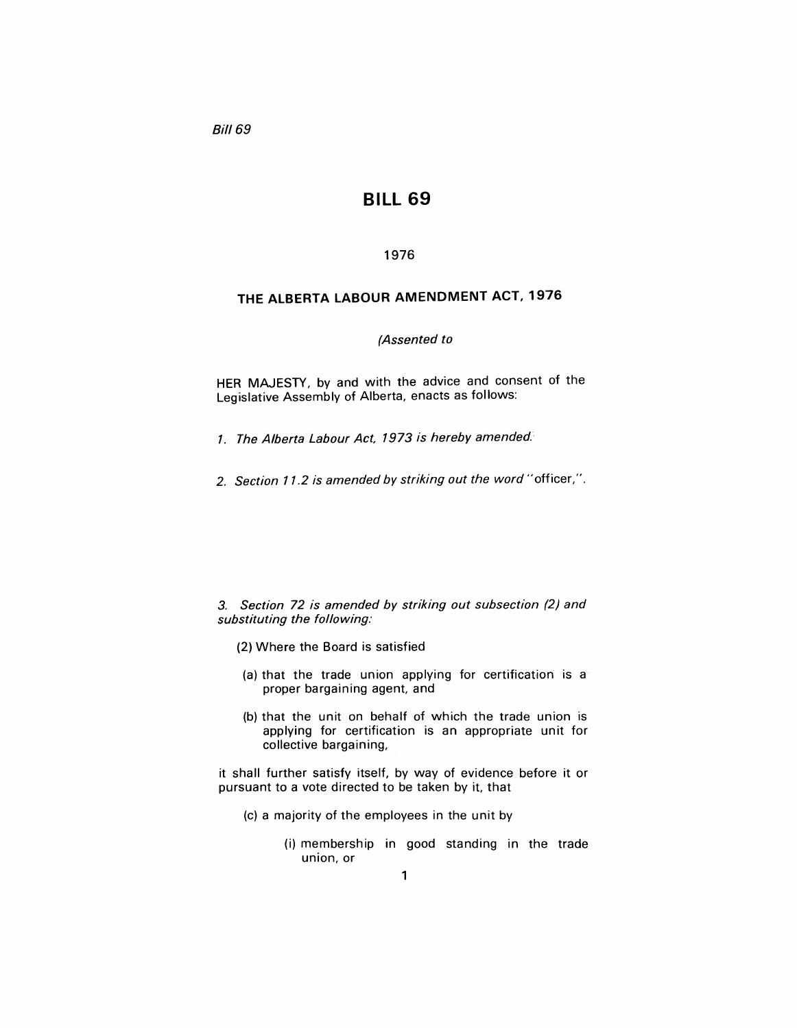*Bill 69*

# BILL 69

1976

## THE ALBERTA LABOUR AMENDMENT ACT, 1976

*(Assented to*

HER MAJESTY, by and with the advice and consent of the Legislative Assembly of Alberta, enacts as follows:

*1. The Alberta Labour Act, 1973 is hereby amended.*

*2. Section 11.2 is amended by striking out the word* "officer,".

*3. Section 72 is amended by striking out subsection (2) and substituting the following:*

(2) Where the Board is satisfied

(a) that the trade union applying for certification is a proper bargaining agent, and

(b) that the unit on behalf of which the trade union is applying for certification is an appropriate unit for collective bargaining,

it shall further satisfy itself, by way of evidence before it or pursuant to a vote directed to be taken by it, that

(c) a majority of the employees in the unit by

(i) membership in good standing in the trade union, or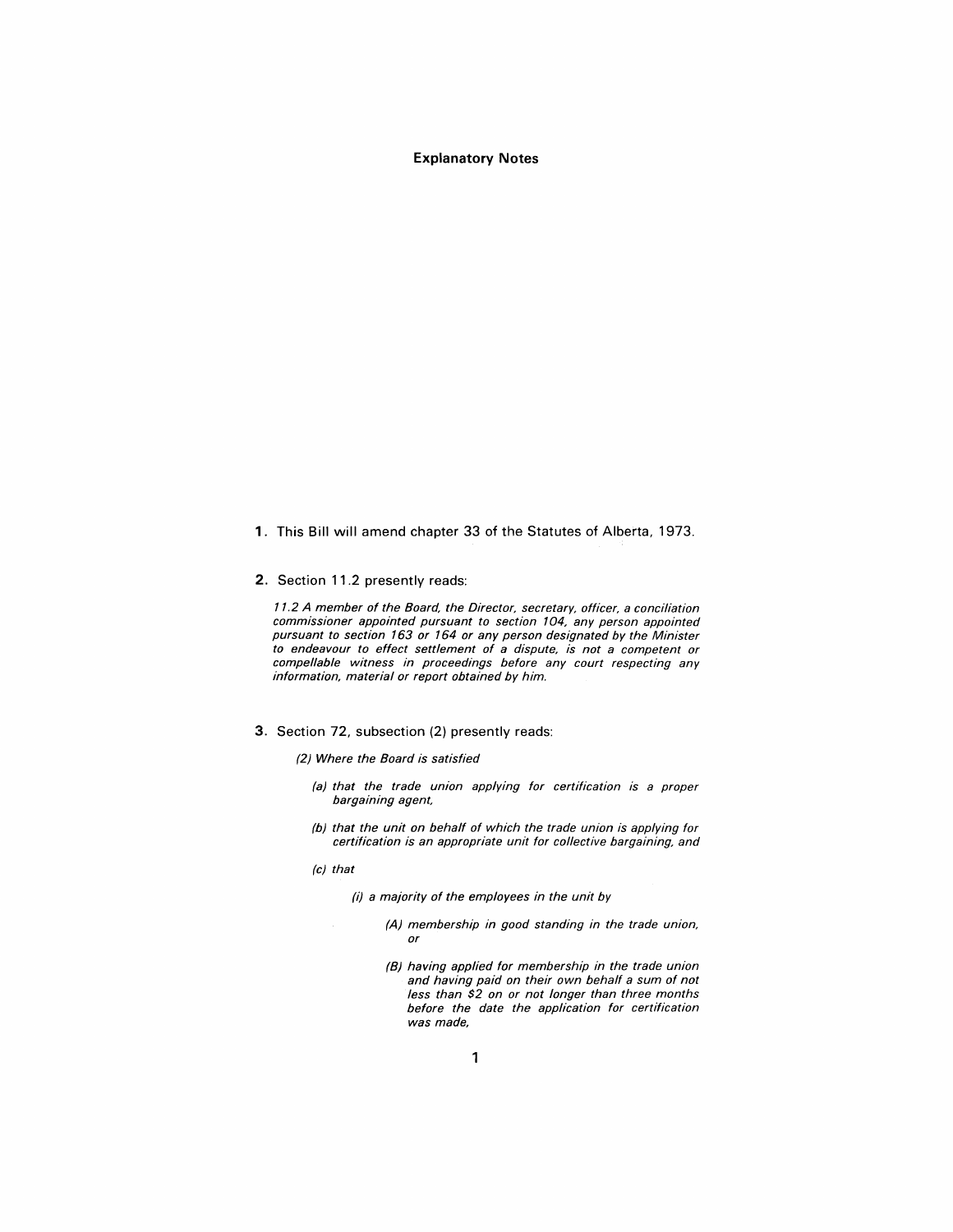## Explanatory Notes

**1.** This Bill will amend chapter 33 of the Statutes of Alberta, 1973.

**2.** Section 11.2 presently reads:

> *11.2 A member of the Board, the Director, secretary, officer, a conciliation commissioner appointed pursuant to section 104, any person appointed pursuant to section 163 or 164 or any person designated by the Minister to endeavour to effect settlement of a dispute, is not a competent or compellable witness in proceedings before any court respecting any information, material or report obtained by him.*

**3.** Section 72, subsection (2) presently reads:

> *(2) Where the Board is satisfied*
>
> *(a) that the trade union applying for certification is a proper bargaining agent,*
>
> *(b) that the unit on behalf of which the trade union is applying for certification is an appropriate unit for collective bargaining, and*
>
> *(c) that*
>
> *(i) a majority of the employees in the unit by*
>
> *(A) membership in good standing in the trade union, or*
>
> *(B) having applied for membership in the trade union and having paid on their own behalf a sum of not less than $2 on or not longer than three months before the date the application for certification was made,*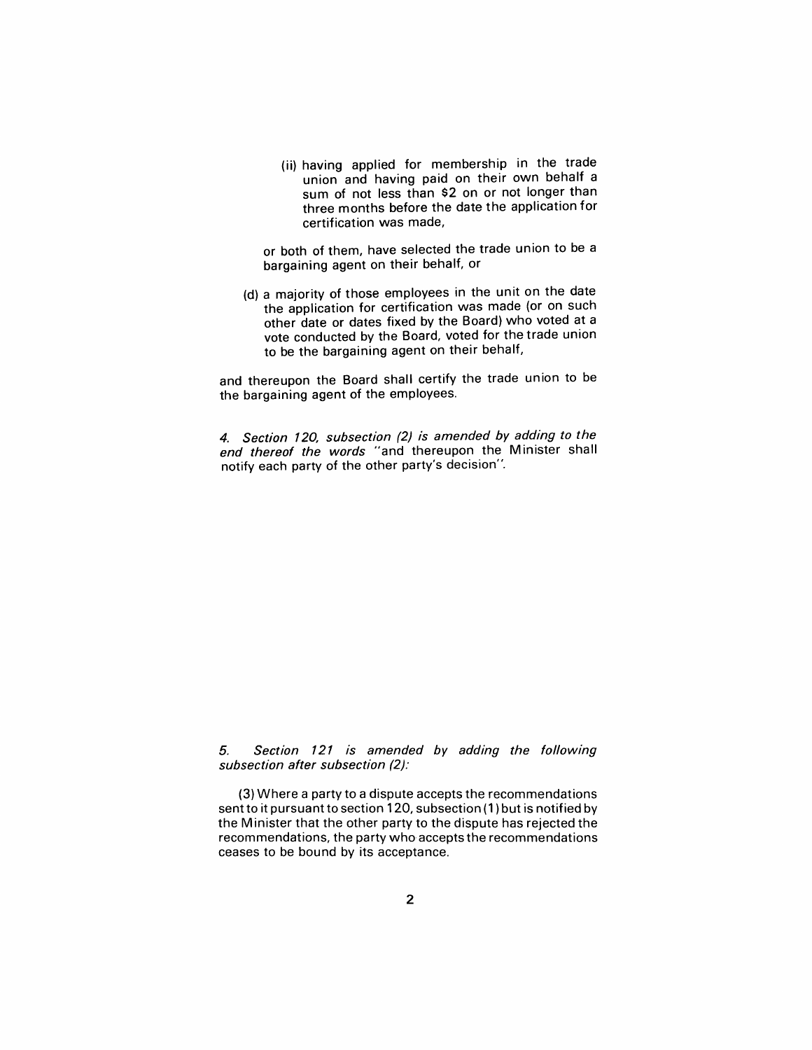(ii) having applied for membership in the trade union and having paid on their own behalf a sum of not less than $2 on or not longer than three months before the date the application for certification was made,

or both of them, have selected the trade union to be a bargaining agent on their behalf, or

(d) a majority of those employees in the unit on the date the application for certification was made (or on such other date or dates fixed by the Board) who voted at a vote conducted by the Board, voted for the trade union to be the bargaining agent on their behalf,

and thereupon the Board shall certify the trade union to be the bargaining agent of the employees.

*4. Section 120, subsection (2) is amended by adding to the end thereof the words* "and thereupon the Minister shall notify each party of the other party's decision".

*5. Section 121 is amended by adding the following subsection after subsection (2):*

(3) Where a party to a dispute accepts the recommendations sent to it pursuant to section 120, subsection (1) but is notified by the Minister that the other party to the dispute has rejected the recommendations, the party who accepts the recommendations ceases to be bound by its acceptance.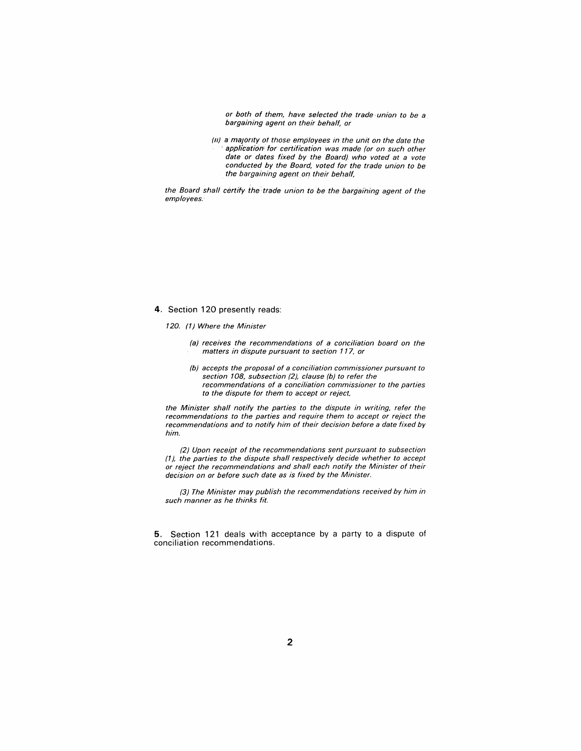*or both of them, have selected the trade union to be a bargaining agent on their behalf, or*

*(ii) a majority of those employees in the unit on the date the application for certification was made (or on such other date or dates fixed by the Board) who voted at a vote conducted by the Board, voted for the trade union to be the bargaining agent on their behalf,*

*the Board shall certify the trade union to be the bargaining agent of the employees.*

**4.** Section 120 presently reads:

*120. (1) Where the Minister*

*(a) receives the recommendations of a conciliation board on the matters in dispute pursuant to section 117, or*

*(b) accepts the proposal of a conciliation commissioner pursuant to section 108, subsection (2), clause (b) to refer the recommendations of a conciliation commissioner to the parties to the dispute for them to accept or reject,*

*the Minister shall notify the parties to the dispute in writing, refer the recommendations to the parties and require them to accept or reject the recommendations and to notify him of their decision before a date fixed by him.*

*(2) Upon receipt of the recommendations sent pursuant to subsection (1), the parties to the dispute shall respectively decide whether to accept or reject the recommendations and shall each notify the Minister of their decision on or before such date as is fixed by the Minister.*

*(3) The Minister may publish the recommendations received by him in such manner as he thinks fit.*

**5.** Section 121 deals with acceptance by a party to a dispute of conciliation recommendations.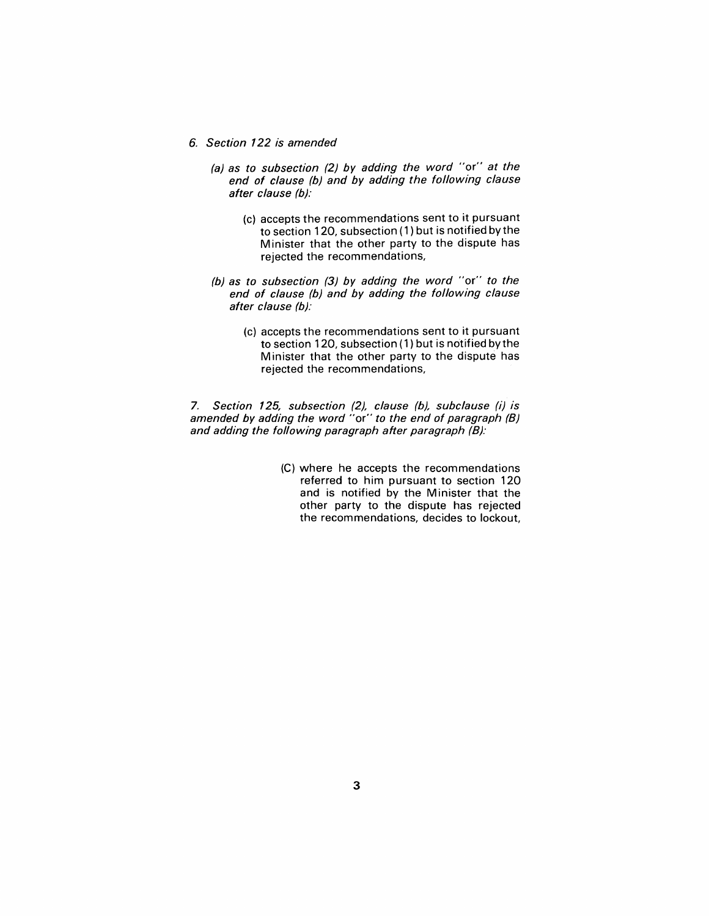*6. Section 122 is amended*

*(a) as to subsection (2) by adding the word* "or" *at the end of clause (b) and by adding the following clause after clause (b):*

> (c) accepts the recommendations sent to it pursuant to section 120, subsection (1) but is notified by the Minister that the other party to the dispute has rejected the recommendations,

*(b) as to subsection (3) by adding the word* "or" *to the end of clause (b) and by adding the following clause after clause (b):*

> (c) accepts the recommendations sent to it pursuant to section 120, subsection (1) but is notified by the Minister that the other party to the dispute has rejected the recommendations,

*7. Section 125, subsection (2), clause (b), subclause (i) is amended by adding the word* "or" *to the end of paragraph (B) and adding the following paragraph after paragraph (B):*

> (C) where he accepts the recommendations referred to him pursuant to section 120 and is notified by the Minister that the other party to the dispute has rejected the recommendations, decides to lockout,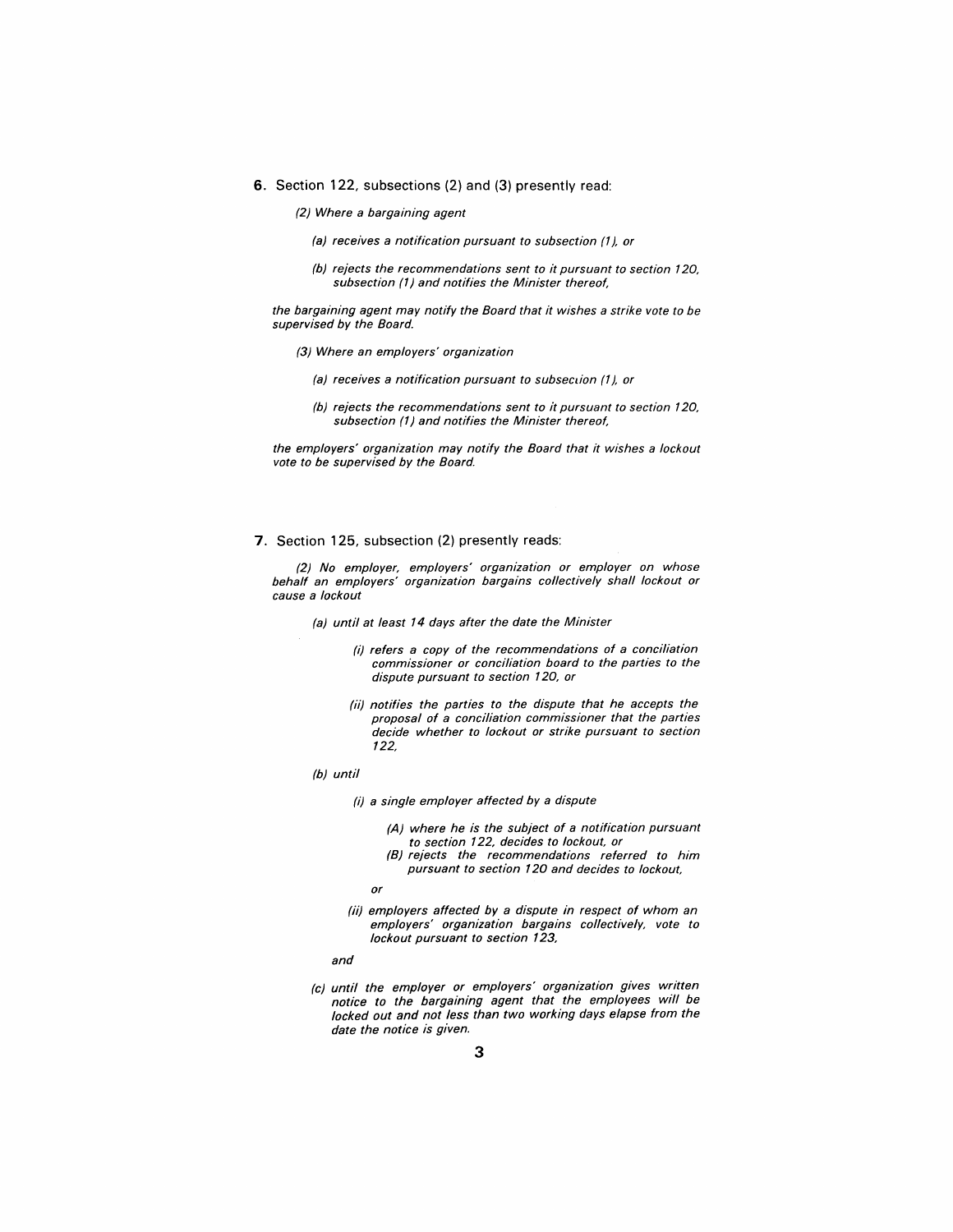**6.** Section 122, subsections (2) and (3) presently read:

> *(2) Where a bargaining agent*
>
> *(a) receives a notification pursuant to subsection (1), or*
>
> *(b) rejects the recommendations sent to it pursuant to section 120, subsection (1) and notifies the Minister thereof,*
>
> *the bargaining agent may notify the Board that it wishes a strike vote to be supervised by the Board.*
>
> *(3) Where an employers' organization*
>
> *(a) receives a notification pursuant to subsection (1), or*
>
> *(b) rejects the recommendations sent to it pursuant to section 120, subsection (1) and notifies the Minister thereof,*
>
> *the employers' organization may notify the Board that it wishes a lockout vote to be supervised by the Board.*

**7.** Section 125, subsection (2) presently reads:

> *(2) No employer, employers' organization or employer on whose behalf an employers' organization bargains collectively shall lockout or cause a lockout*
>
> *(a) until at least 14 days after the date the Minister*
>
> *(i) refers a copy of the recommendations of a conciliation commissioner or conciliation board to the parties to the dispute pursuant to section 120, or*
>
> *(ii) notifies the parties to the dispute that he accepts the proposal of a conciliation commissioner that the parties decide whether to lockout or strike pursuant to section 122,*
>
> *(b) until*
>
> *(i) a single employer affected by a dispute*
>
> *(A) where he is the subject of a notification pursuant to section 122, decides to lockout, or*
>
> *(B) rejects the recommendations referred to him pursuant to section 120 and decides to lockout,*
>
> *or*
>
> *(ii) employers affected by a dispute in respect of whom an employers' organization bargains collectively, vote to lockout pursuant to section 123,*
>
> *and*
>
> *(c) until the employer or employers' organization gives written notice to the bargaining agent that the employees will be locked out and not less than two working days elapse from the date the notice is given.*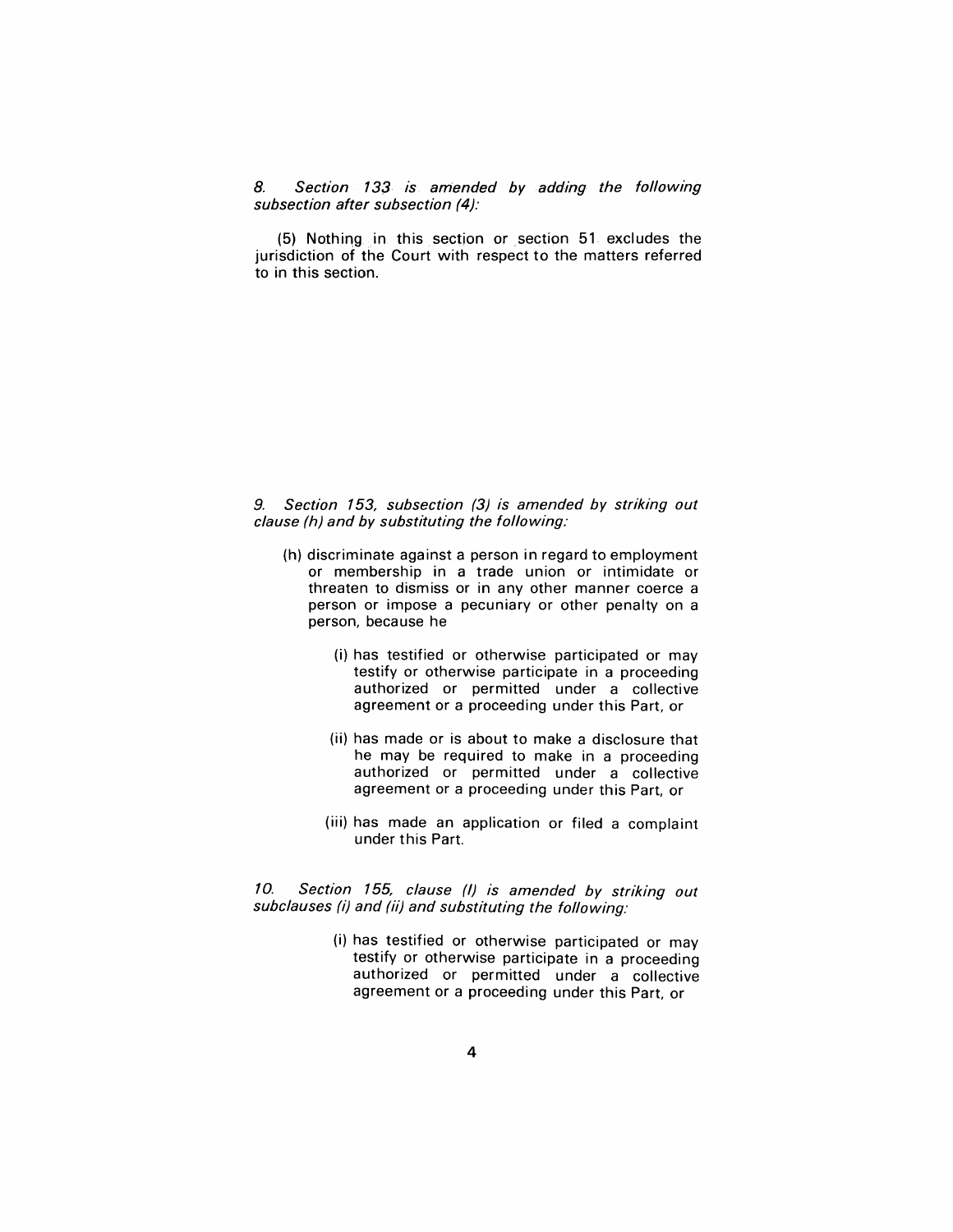*8. Section 133 is amended by adding the following subsection after subsection (4):*

(5) Nothing in this section or section 51 excludes the jurisdiction of the Court with respect to the matters referred to in this section.

*9. Section 153, subsection (3) is amended by striking out clause (h) and by substituting the following:*

(h) discriminate against a person in regard to employment or membership in a trade union or intimidate or threaten to dismiss or in any other manner coerce a person or impose a pecuniary or other penalty on a person, because he

(i) has testified or otherwise participated or may testify or otherwise participate in a proceeding authorized or permitted under a collective agreement or a proceeding under this Part, or

(ii) has made or is about to make a disclosure that he may be required to make in a proceeding authorized or permitted under a collective agreement or a proceeding under this Part, or

(iii) has made an application or filed a complaint under this Part.

*10. Section 155, clause (l) is amended by striking out subclauses (i) and (ii) and substituting the following:*

(i) has testified or otherwise participated or may testify or otherwise participate in a proceeding authorized or permitted under a collective agreement or a proceeding under this Part, or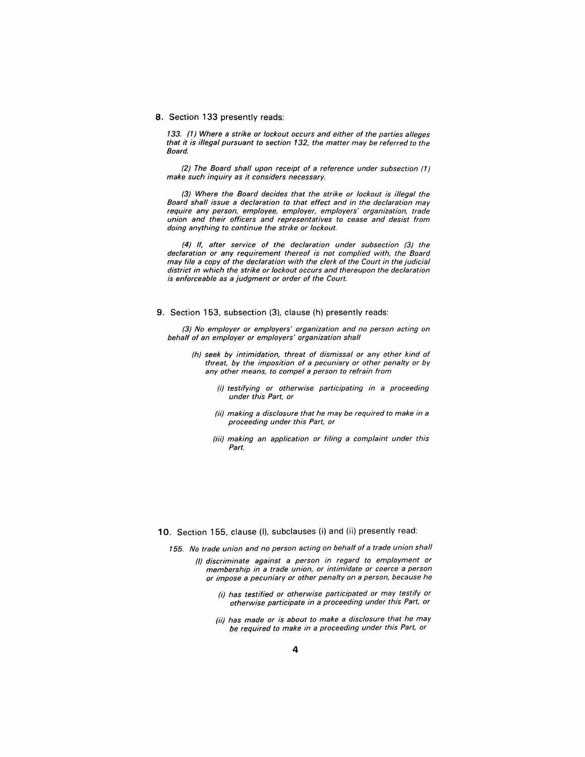**8.** Section 133 presently reads:

*133. (1) Where a strike or lockout occurs and either of the parties alleges that it is illegal pursuant to section 132, the matter may be referred to the Board.*

*(2) The Board shall upon receipt of a reference under subsection (1) make such inquiry as it considers necessary.*

*(3) Where the Board decides that the strike or lockout is illegal the Board shall issue a declaration to that effect and in the declaration may require any person, employee, employer, employers' organization, trade union and their officers and representatives to cease and desist from doing anything to continue the strike or lockout.*

*(4) If, after service of the declaration under subsection (3) the declaration or any requirement thereof is not complied with, the Board may file a copy of the declaration with the clerk of the Court in the judicial district in which the strike or lockout occurs and thereupon the declaration is enforceable as a judgment or order of the Court.*

**9.** Section 153, subsection (3), clause (h) presently reads:

*(3) No employer or employers' organization and no person acting on behalf of an employer or employers' organization shall*

> *(h) seek by intimidation, threat of dismissal or any other kind of threat, by the imposition of a pecuniary or other penalty or by any other means, to compel a person to refrain from*
>
> > *(i) testifying or otherwise participating in a proceeding under this Part, or*
> >
> > *(ii) making a disclosure that he may be required to make in a proceeding under this Part, or*
> >
> > *(iii) making an application or filing a complaint under this Part.*

**10.** Section 155, clause (l), subclauses (i) and (ii) presently read:

*155. No trade union and no person acting on behalf of a trade union shall*

> *(l) discriminate against a person in regard to employment or membership in a trade union, or intimidate or coerce a person or impose a pecuniary or other penalty on a person, because he*
>
> > *(i) has testified or otherwise participated or may testify or otherwise participate in a proceeding under this Part, or*
> >
> > *(ii) has made or is about to make a disclosure that he may be required to make in a proceeding under this Part, or*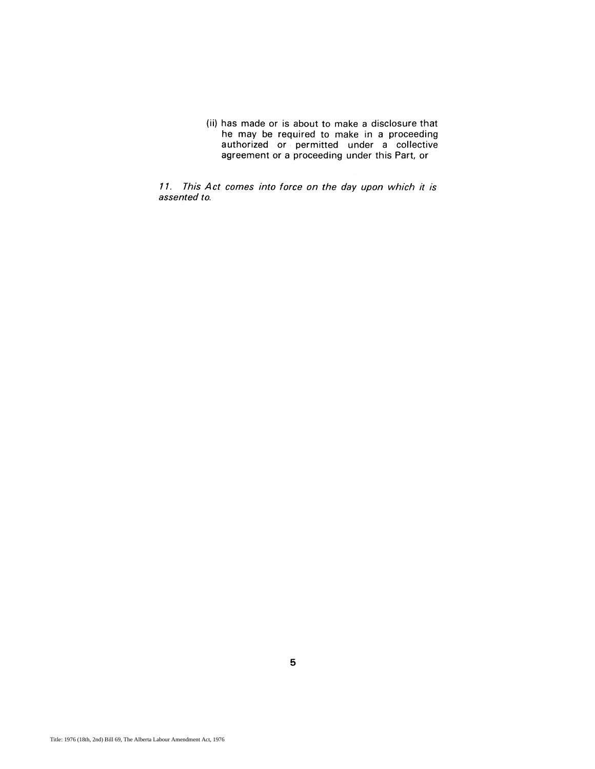(ii) has made or is about to make a disclosure that he may be required to make in a proceeding authorized or permitted under a collective agreement or a proceeding under this Part, or

*11. This Act comes into force on the day upon which it is assented to.*